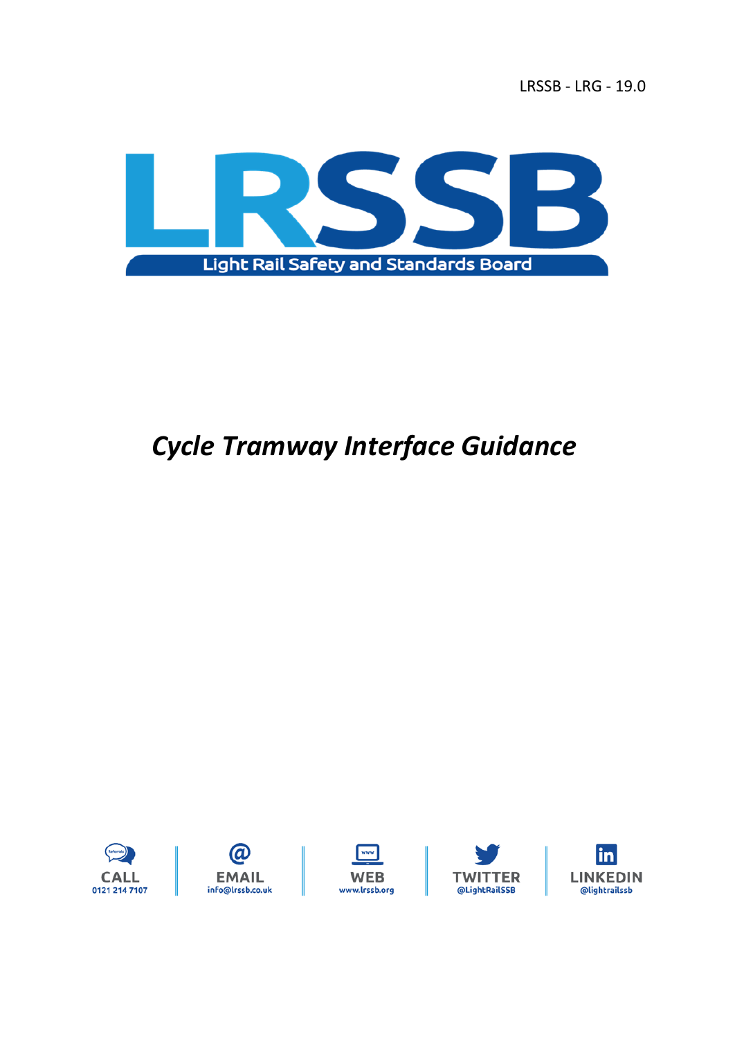LRSSB - LRG - 19.0

LRSSB

Light Rail Safety and Standards Board

# *Cycle Tramway Interface Guidance*

CALL 0121 214 7107 | EMAIL info@lrssb.co.uk | WEB www.lrssb.org | TWITTER @LightRailSSB | LINKEDIN @lightrailssb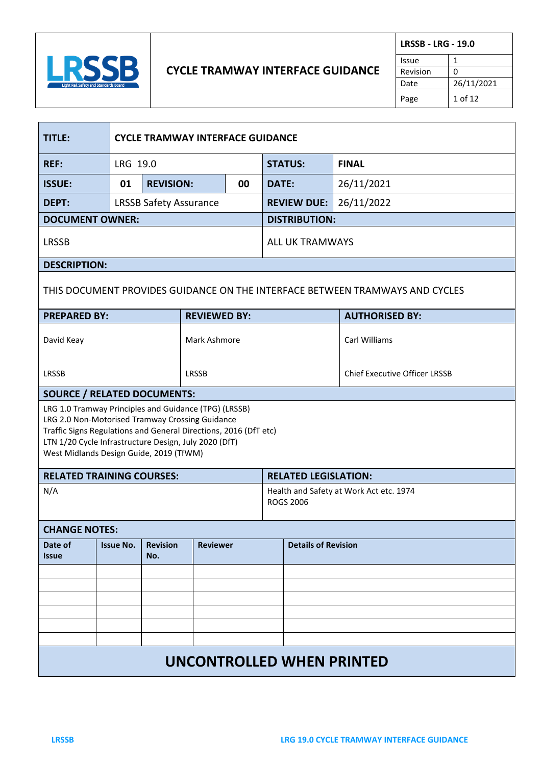# CYCLE TRAMWAY INTERFACE GUIDANCE

| LRSSB - LRG - 19.0 | |
|---|---|
| Issue | 1 |
| Revision | 0 |
| Date | 26/11/2021 |

| TITLE: | CYCLE TRAMWAY INTERFACE GUIDANCE | | | | |
|---|---|---|---|---|---|
| REF: | LRG 19.0 | | | STATUS: | FINAL |
| ISSUE: | 01 | REVISION: | 00 | DATE: | 26/11/2021 |
| DEPT: | LRSSB Safety Assurance | | | REVIEW DUE: | 26/11/2022 |

| DOCUMENT OWNER: | DISTRIBUTION: |
|---|---|
| LRSSB | ALL UK TRAMWAYS |

**DESCRIPTION:**

THIS DOCUMENT PROVIDES GUIDANCE ON THE INTERFACE BETWEEN TRAMWAYS AND CYCLES

| PREPARED BY: | REVIEWED BY: | AUTHORISED BY: |
|---|---|---|
| David Keay<br><br>LRSSB | Mark Ashmore<br><br>LRSSB | Carl Williams<br><br>Chief Executive Officer LRSSB |

**SOURCE / RELATED DOCUMENTS:**

LRG 1.0 Tramway Principles and Guidance (TPG) (LRSSB)
LRG 2.0 Non-Motorised Tramway Crossing Guidance
Traffic Signs Regulations and General Directions, 2016 (DfT etc)
LTN 1/20 Cycle Infrastructure Design, July 2020 (DfT)
West Midlands Design Guide, 2019 (TfWM)

| RELATED TRAINING COURSES: | RELATED LEGISLATION: |
|---|---|
| N/A | Health and Safety at Work Act etc. 1974<br>ROGS 2006 |

**CHANGE NOTES:**

| Date of Issue | Issue No. | Revision No. | Reviewer | Details of Revision |
|---|---|---|---|---|
| | | | | |
| | | | | |
| | | | | |
| | | | | |
| | | | | |
| | | | | |

**UNCONTROLLED WHEN PRINTED**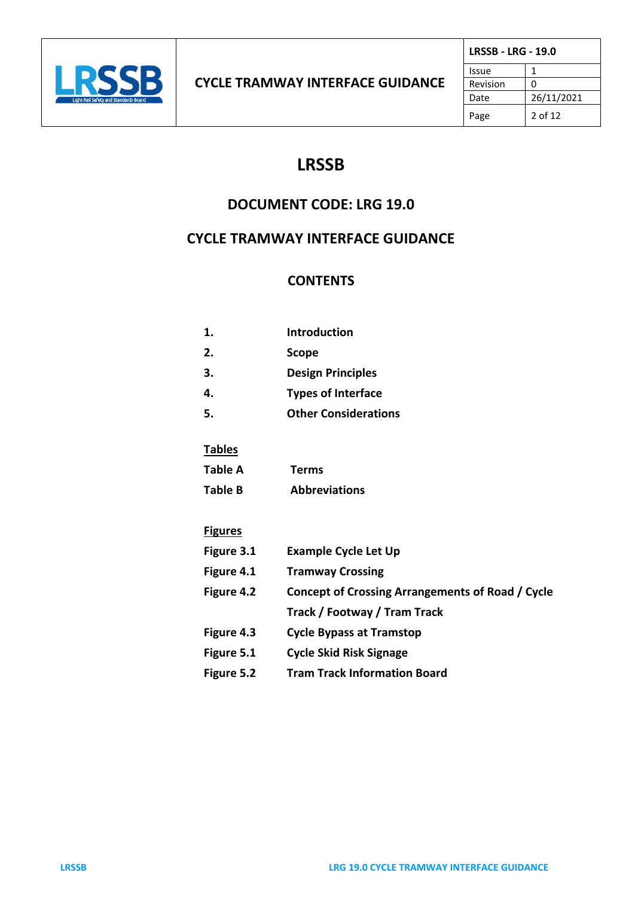# LRSSB

## DOCUMENT CODE: LRG 19.0

## CYCLE TRAMWAY INTERFACE GUIDANCE

### CONTENTS

| | |
|---|---|
| **1.** | **Introduction** |
| **2.** | **Scope** |
| **3.** | **Design Principles** |
| **4.** | **Types of Interface** |
| **5.** | **Other Considerations** |

**Tables**

| | |
|---|---|
| **Table A** | **Terms** |
| **Table B** | **Abbreviations** |

**Figures**

| | |
|---|---|
| **Figure 3.1** | **Example Cycle Let Up** |
| **Figure 4.1** | **Tramway Crossing** |
| **Figure 4.2** | **Concept of Crossing Arrangements of Road / Cycle Track / Footway / Tram Track** |
| **Figure 4.3** | **Cycle Bypass at Tramstop** |
| **Figure 5.1** | **Cycle Skid Risk Signage** |
| **Figure 5.2** | **Tram Track Information Board** |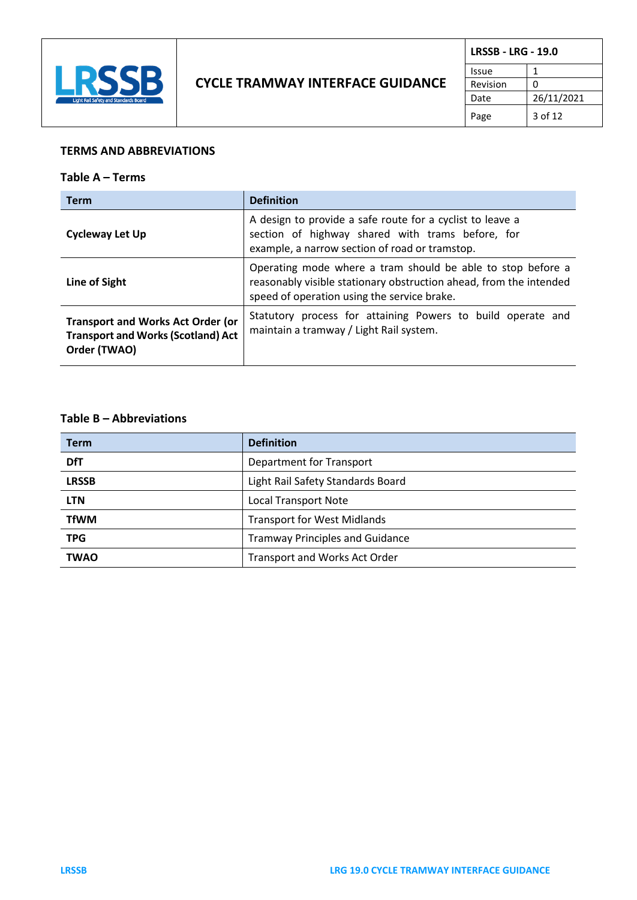## TERMS AND ABBREVIATIONS

### Table A – Terms

| Term | Definition |
|---|---|
| **Cycleway Let Up** | A design to provide a safe route for a cyclist to leave a section of highway shared with trams before, for example, a narrow section of road or tramstop. |
| **Line of Sight** | Operating mode where a tram should be able to stop before a reasonably visible stationary obstruction ahead, from the intended speed of operation using the service brake. |
| **Transport and Works Act Order (or Transport and Works (Scotland) Act Order (TWAO)** | Statutory process for attaining Powers to build operate and maintain a tramway / Light Rail system. |

### Table B – Abbreviations

| Term | Definition |
|---|---|
| **DfT** | Department for Transport |
| **LRSSB** | Light Rail Safety Standards Board |
| **LTN** | Local Transport Note |
| **TfWM** | Transport for West Midlands |
| **TPG** | Tramway Principles and Guidance |
| **TWAO** | Transport and Works Act Order |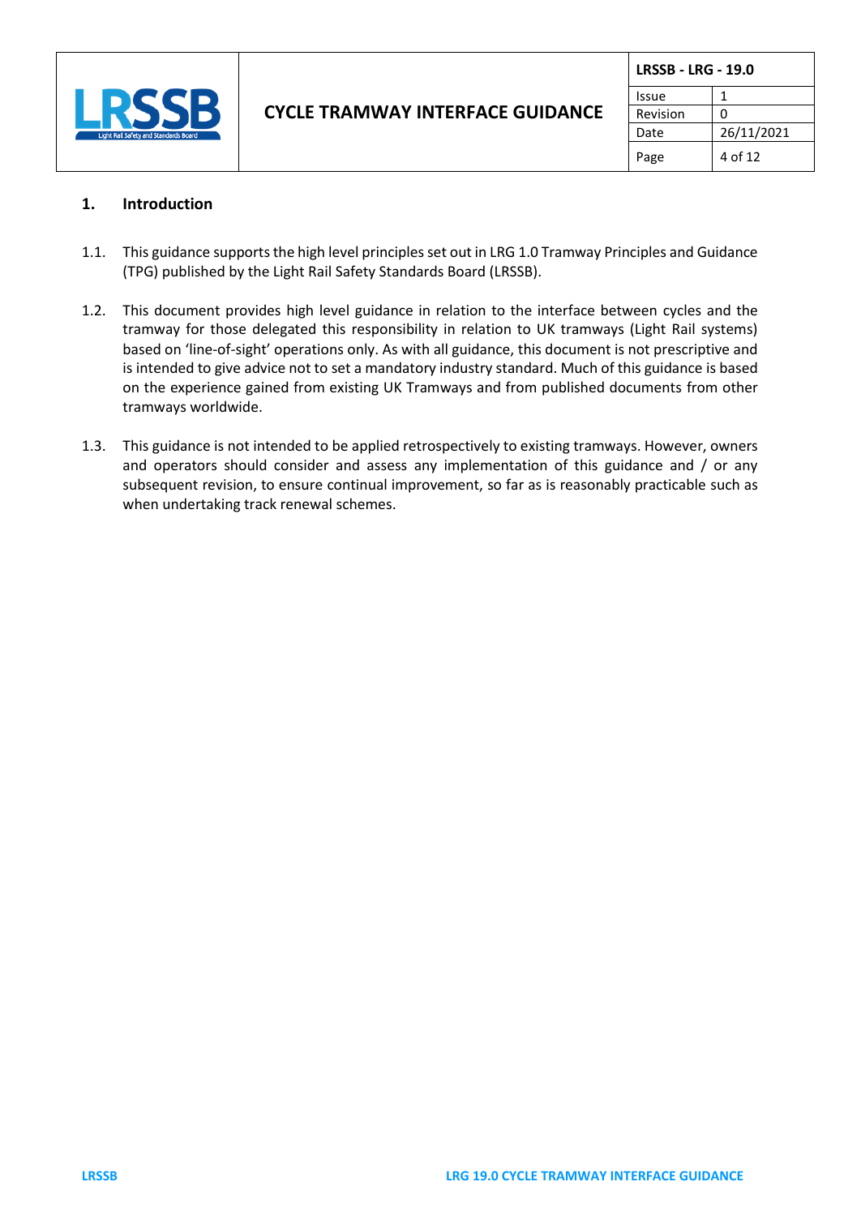## 1. Introduction

1.1. This guidance supports the high level principles set out in LRG 1.0 Tramway Principles and Guidance (TPG) published by the Light Rail Safety Standards Board (LRSSB).

1.2. This document provides high level guidance in relation to the interface between cycles and the tramway for those delegated this responsibility in relation to UK tramways (Light Rail systems) based on 'line-of-sight' operations only. As with all guidance, this document is not prescriptive and is intended to give advice not to set a mandatory industry standard. Much of this guidance is based on the experience gained from existing UK Tramways and from published documents from other tramways worldwide.

1.3. This guidance is not intended to be applied retrospectively to existing tramways. However, owners and operators should consider and assess any implementation of this guidance and / or any subsequent revision, to ensure continual improvement, so far as is reasonably practicable such as when undertaking track renewal schemes.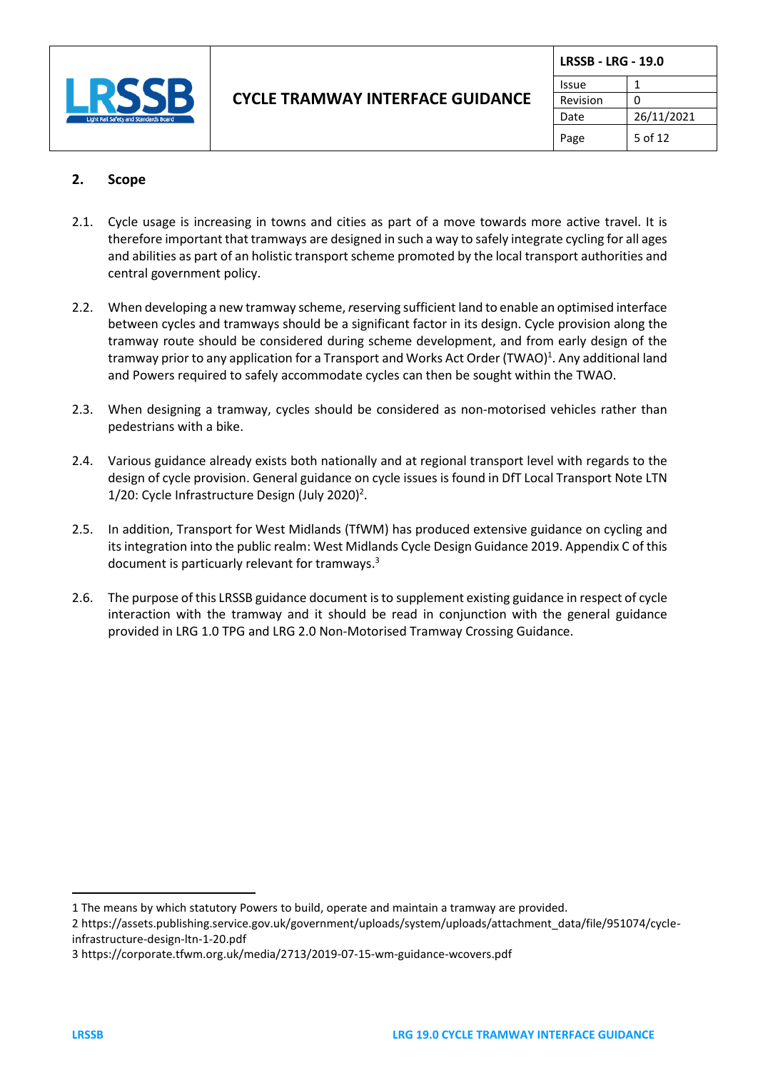## 2. Scope

2.1. Cycle usage is increasing in towns and cities as part of a move towards more active travel. It is therefore important that tramways are designed in such a way to safely integrate cycling for all ages and abilities as part of an holistic transport scheme promoted by the local transport authorities and central government policy.

2.2. When developing a new tramway scheme, *r*eserving sufficient land to enable an optimised interface between cycles and tramways should be a significant factor in its design. Cycle provision along the tramway route should be considered during scheme development, and from early design of the tramway prior to any application for a Transport and Works Act Order (TWAO)[1]. Any additional land and Powers required to safely accommodate cycles can then be sought within the TWAO.

2.3. When designing a tramway, cycles should be considered as non-motorised vehicles rather than pedestrians with a bike.

2.4. Various guidance already exists both nationally and at regional transport level with regards to the design of cycle provision. General guidance on cycle issues is found in DfT Local Transport Note LTN 1/20: Cycle Infrastructure Design (July 2020)[2].

2.5. In addition, Transport for West Midlands (TfWM) has produced extensive guidance on cycling and its integration into the public realm: West Midlands Cycle Design Guidance 2019. Appendix C of this document is particuarly relevant for tramways.[3]

2.6. The purpose of this LRSSB guidance document is to supplement existing guidance in respect of cycle interaction with the tramway and it should be read in conjunction with the general guidance provided in LRG 1.0 TPG and LRG 2.0 Non-Motorised Tramway Crossing Guidance.

---

1 The means by which statutory Powers to build, operate and maintain a tramway are provided.

2 https://assets.publishing.service.gov.uk/government/uploads/system/uploads/attachment_data/file/951074/cycle-infrastructure-design-ltn-1-20.pdf

3 https://corporate.tfwm.org.uk/media/2713/2019-07-15-wm-guidance-wcovers.pdf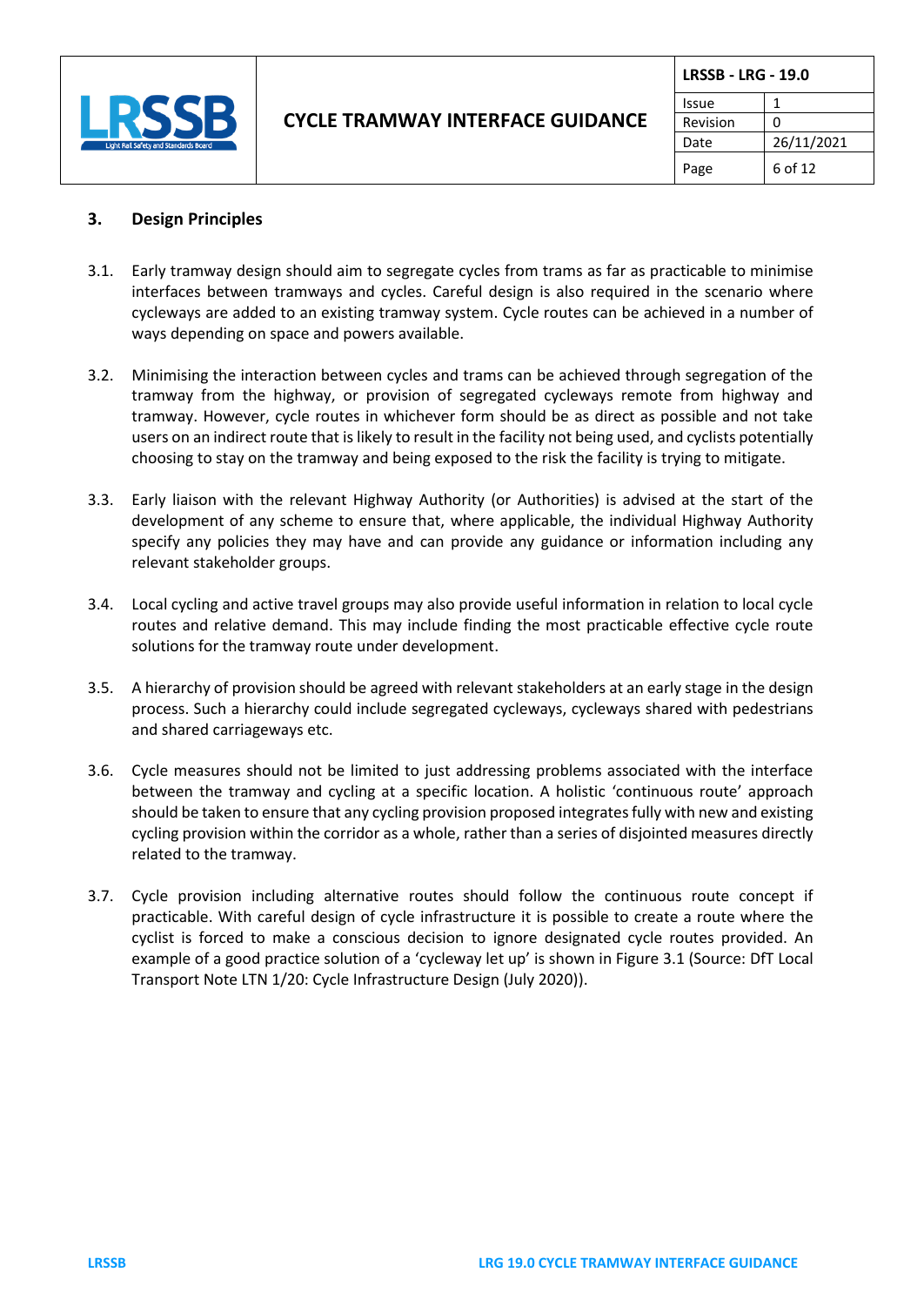## 3. Design Principles

3.1. Early tramway design should aim to segregate cycles from trams as far as practicable to minimise interfaces between tramways and cycles. Careful design is also required in the scenario where cycleways are added to an existing tramway system. Cycle routes can be achieved in a number of ways depending on space and powers available.

3.2. Minimising the interaction between cycles and trams can be achieved through segregation of the tramway from the highway, or provision of segregated cycleways remote from highway and tramway. However, cycle routes in whichever form should be as direct as possible and not take users on an indirect route that is likely to result in the facility not being used, and cyclists potentially choosing to stay on the tramway and being exposed to the risk the facility is trying to mitigate.

3.3. Early liaison with the relevant Highway Authority (or Authorities) is advised at the start of the development of any scheme to ensure that, where applicable, the individual Highway Authority specify any policies they may have and can provide any guidance or information including any relevant stakeholder groups.

3.4. Local cycling and active travel groups may also provide useful information in relation to local cycle routes and relative demand. This may include finding the most practicable effective cycle route solutions for the tramway route under development.

3.5. A hierarchy of provision should be agreed with relevant stakeholders at an early stage in the design process. Such a hierarchy could include segregated cycleways, cycleways shared with pedestrians and shared carriageways etc.

3.6. Cycle measures should not be limited to just addressing problems associated with the interface between the tramway and cycling at a specific location. A holistic 'continuous route' approach should be taken to ensure that any cycling provision proposed integrates fully with new and existing cycling provision within the corridor as a whole, rather than a series of disjointed measures directly related to the tramway.

3.7. Cycle provision including alternative routes should follow the continuous route concept if practicable. With careful design of cycle infrastructure it is possible to create a route where the cyclist is forced to make a conscious decision to ignore designated cycle routes provided. An example of a good practice solution of a 'cycleway let up' is shown in Figure 3.1 (Source: DfT Local Transport Note LTN 1/20: Cycle Infrastructure Design (July 2020)).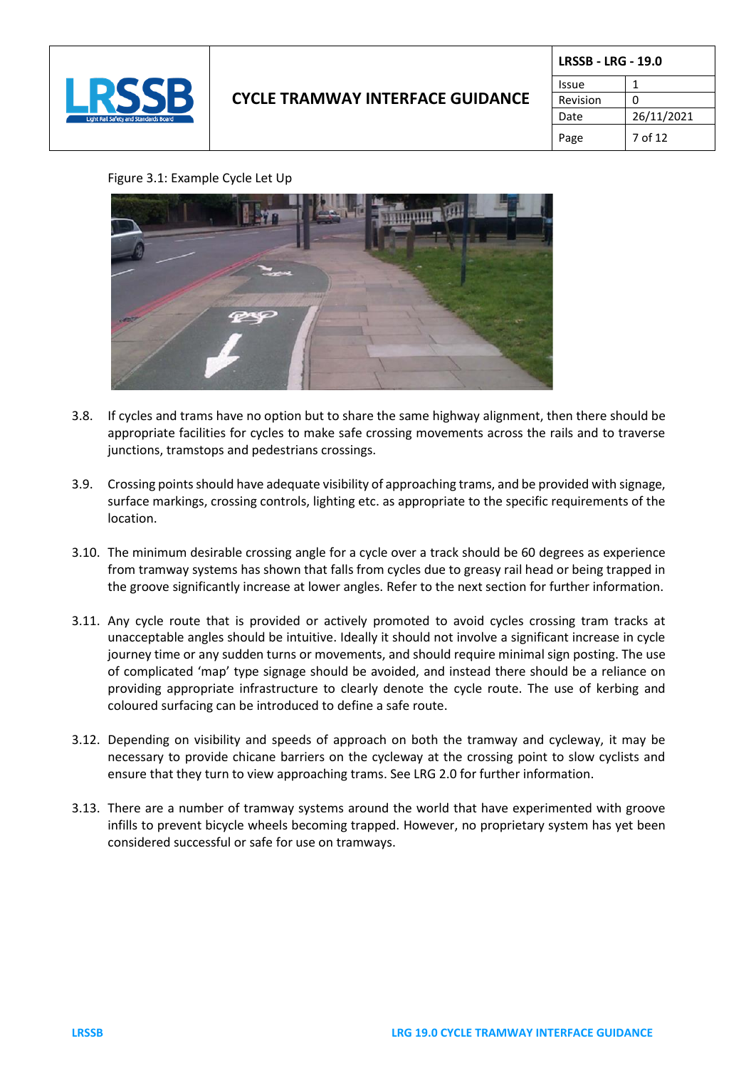Figure 3.1: Example Cycle Let Up

3.8. If cycles and trams have no option but to share the same highway alignment, then there should be appropriate facilities for cycles to make safe crossing movements across the rails and to traverse junctions, tramstops and pedestrians crossings.

3.9. Crossing points should have adequate visibility of approaching trams, and be provided with signage, surface markings, crossing controls, lighting etc. as appropriate to the specific requirements of the location.

3.10. The minimum desirable crossing angle for a cycle over a track should be 60 degrees as experience from tramway systems has shown that falls from cycles due to greasy rail head or being trapped in the groove significantly increase at lower angles. Refer to the next section for further information.

3.11. Any cycle route that is provided or actively promoted to avoid cycles crossing tram tracks at unacceptable angles should be intuitive. Ideally it should not involve a significant increase in cycle journey time or any sudden turns or movements, and should require minimal sign posting. The use of complicated 'map' type signage should be avoided, and instead there should be a reliance on providing appropriate infrastructure to clearly denote the cycle route. The use of kerbing and coloured surfacing can be introduced to define a safe route.

3.12. Depending on visibility and speeds of approach on both the tramway and cycleway, it may be necessary to provide chicane barriers on the cycleway at the crossing point to slow cyclists and ensure that they turn to view approaching trams. See LRG 2.0 for further information.

3.13. There are a number of tramway systems around the world that have experimented with groove infills to prevent bicycle wheels becoming trapped. However, no proprietary system has yet been considered successful or safe for use on tramways.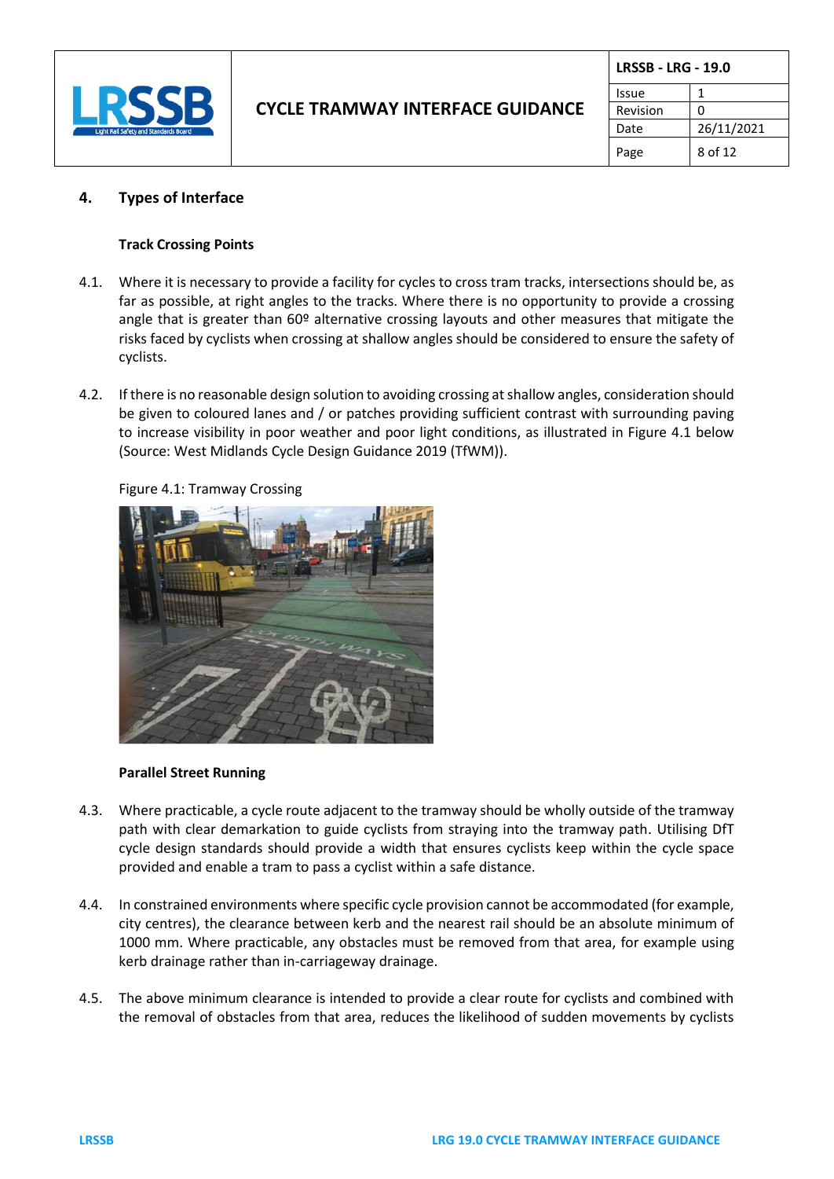## 4. Types of Interface

### Track Crossing Points

4.1. Where it is necessary to provide a facility for cycles to cross tram tracks, intersections should be, as far as possible, at right angles to the tracks. Where there is no opportunity to provide a crossing angle that is greater than 60º alternative crossing layouts and other measures that mitigate the risks faced by cyclists when crossing at shallow angles should be considered to ensure the safety of cyclists.

4.2. If there is no reasonable design solution to avoiding crossing at shallow angles, consideration should be given to coloured lanes and / or patches providing sufficient contrast with surrounding paving to increase visibility in poor weather and poor light conditions, as illustrated in Figure 4.1 below (Source: West Midlands Cycle Design Guidance 2019 (TfWM)).

Figure 4.1: Tramway Crossing

### Parallel Street Running

4.3. Where practicable, a cycle route adjacent to the tramway should be wholly outside of the tramway path with clear demarkation to guide cyclists from straying into the tramway path. Utilising DfT cycle design standards should provide a width that ensures cyclists keep within the cycle space provided and enable a tram to pass a cyclist within a safe distance.

4.4. In constrained environments where specific cycle provision cannot be accommodated (for example, city centres), the clearance between kerb and the nearest rail should be an absolute minimum of 1000 mm. Where practicable, any obstacles must be removed from that area, for example using kerb drainage rather than in-carriageway drainage.

4.5. The above minimum clearance is intended to provide a clear route for cyclists and combined with the removal of obstacles from that area, reduces the likelihood of sudden movements by cyclists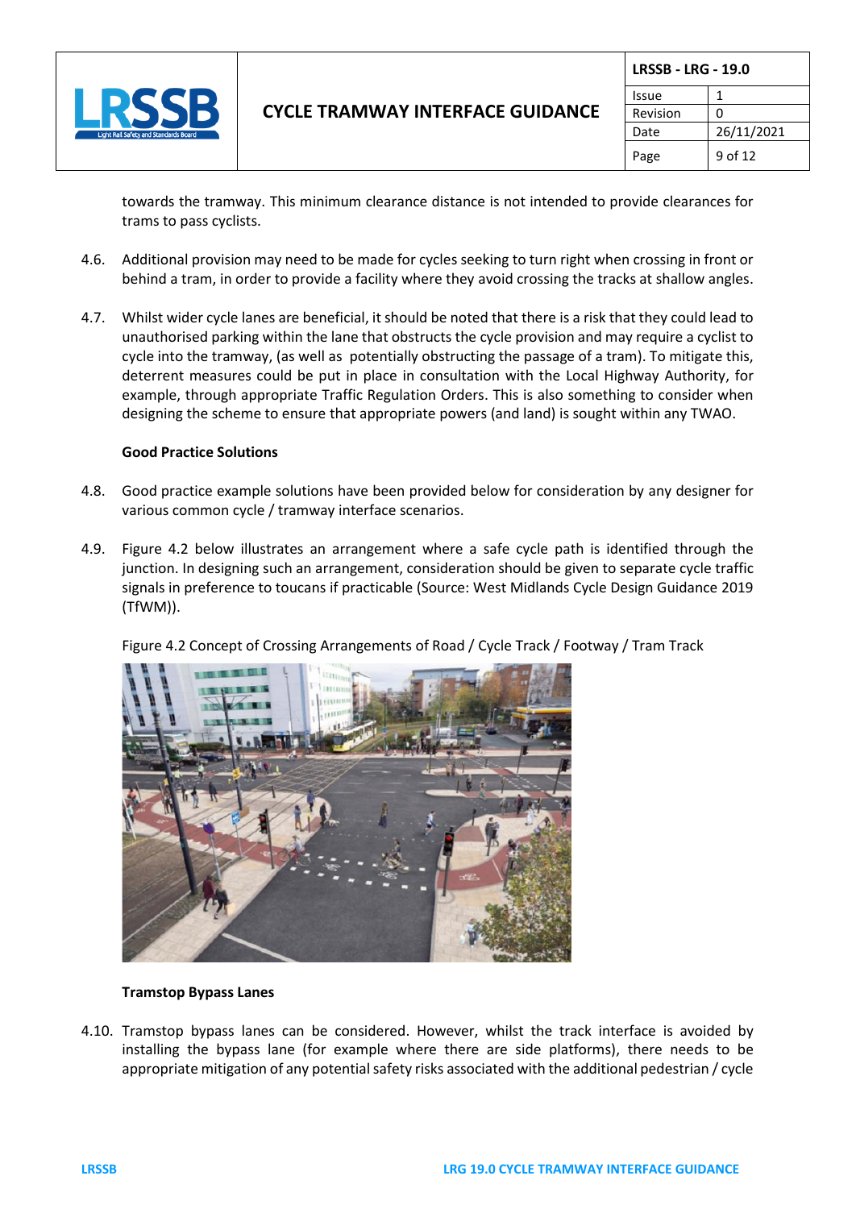towards the tramway. This minimum clearance distance is not intended to provide clearances for trams to pass cyclists.

4.6. Additional provision may need to be made for cycles seeking to turn right when crossing in front or behind a tram, in order to provide a facility where they avoid crossing the tracks at shallow angles.

4.7. Whilst wider cycle lanes are beneficial, it should be noted that there is a risk that they could lead to unauthorised parking within the lane that obstructs the cycle provision and may require a cyclist to cycle into the tramway, (as well as potentially obstructing the passage of a tram). To mitigate this, deterrent measures could be put in place in consultation with the Local Highway Authority, for example, through appropriate Traffic Regulation Orders. This is also something to consider when designing the scheme to ensure that appropriate powers (and land) is sought within any TWAO.

**Good Practice Solutions**

4.8. Good practice example solutions have been provided below for consideration by any designer for various common cycle / tramway interface scenarios.

4.9. Figure 4.2 below illustrates an arrangement where a safe cycle path is identified through the junction. In designing such an arrangement, consideration should be given to separate cycle traffic signals in preference to toucans if practicable (Source: West Midlands Cycle Design Guidance 2019 (TfWM)).

Figure 4.2 Concept of Crossing Arrangements of Road / Cycle Track / Footway / Tram Track

**Tramstop Bypass Lanes**

4.10. Tramstop bypass lanes can be considered. However, whilst the track interface is avoided by installing the bypass lane (for example where there are side platforms), there needs to be appropriate mitigation of any potential safety risks associated with the additional pedestrian / cycle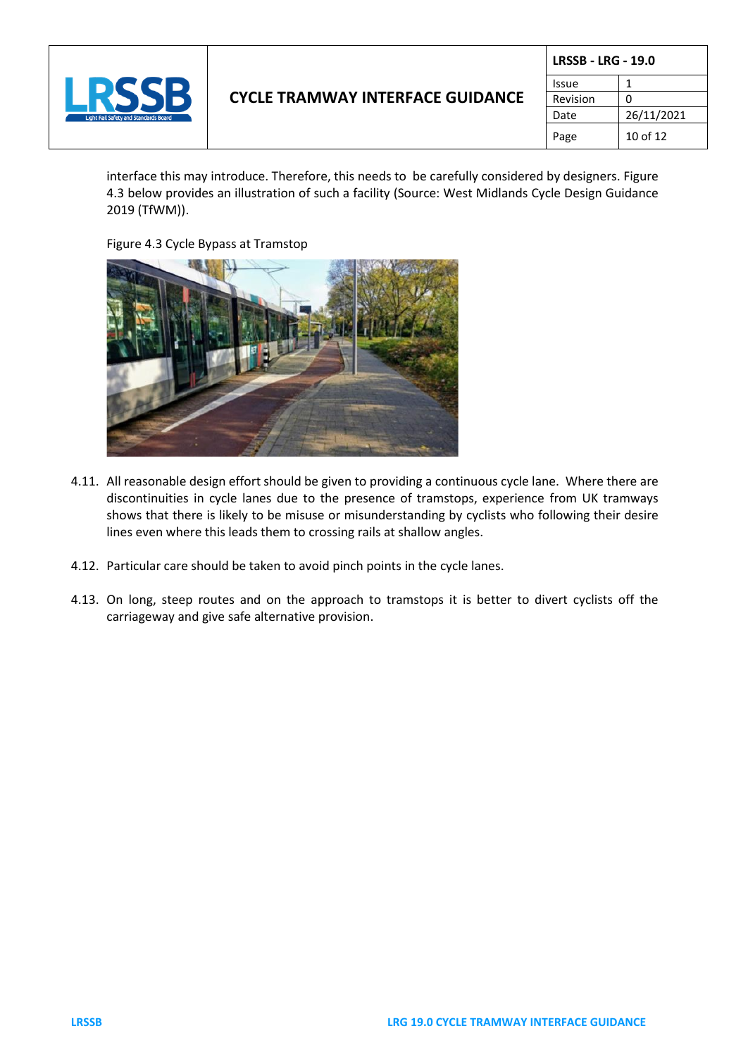interface this may introduce. Therefore, this needs to be carefully considered by designers. Figure 4.3 below provides an illustration of such a facility (Source: West Midlands Cycle Design Guidance 2019 (TfWM)).

Figure 4.3 Cycle Bypass at Tramstop

4.11. All reasonable design effort should be given to providing a continuous cycle lane. Where there are discontinuities in cycle lanes due to the presence of tramstops, experience from UK tramways shows that there is likely to be misuse or misunderstanding by cyclists who following their desire lines even where this leads them to crossing rails at shallow angles.

4.12. Particular care should be taken to avoid pinch points in the cycle lanes.

4.13. On long, steep routes and on the approach to tramstops it is better to divert cyclists off the carriageway and give safe alternative provision.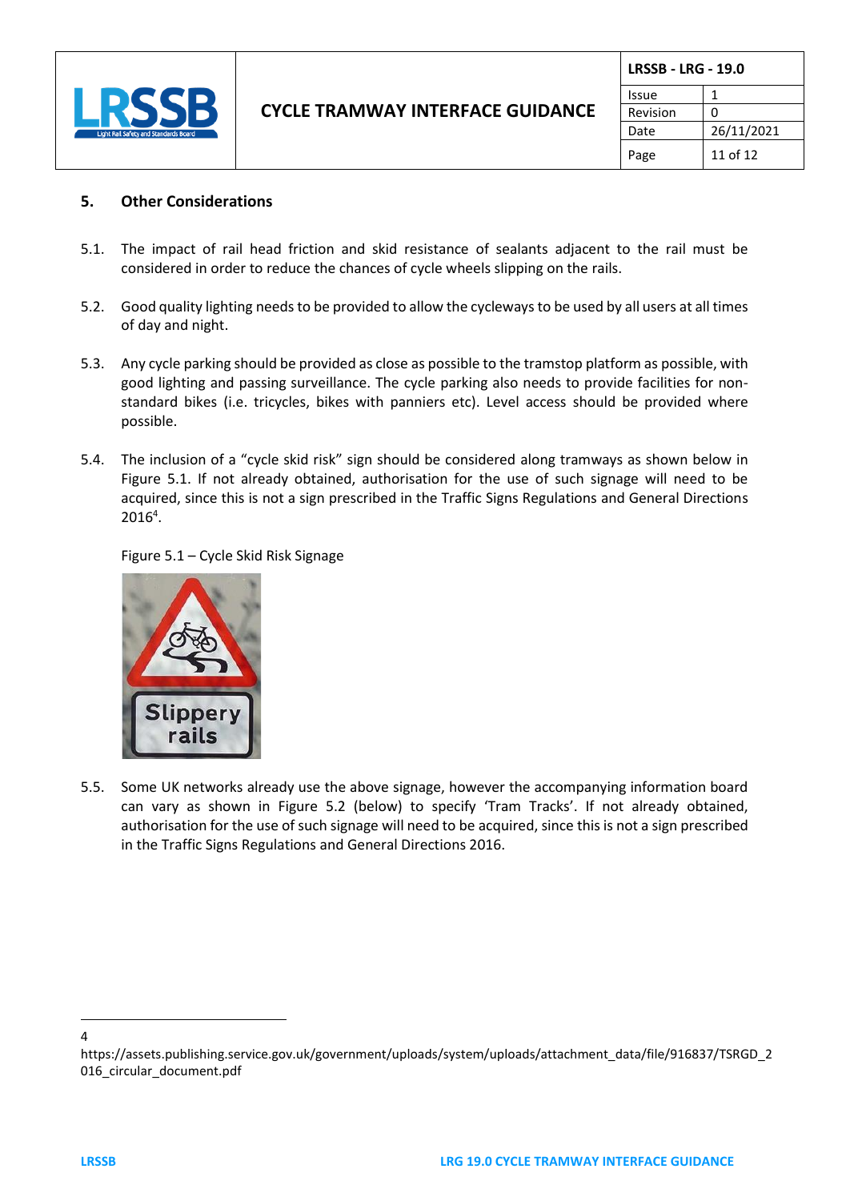## 5. Other Considerations

5.1. The impact of rail head friction and skid resistance of sealants adjacent to the rail must be considered in order to reduce the chances of cycle wheels slipping on the rails.

5.2. Good quality lighting needs to be provided to allow the cycleways to be used by all users at all times of day and night.

5.3. Any cycle parking should be provided as close as possible to the tramstop platform as possible, with good lighting and passing surveillance. The cycle parking also needs to provide facilities for non-standard bikes (i.e. tricycles, bikes with panniers etc). Level access should be provided where possible.

5.4. The inclusion of a "cycle skid risk" sign should be considered along tramways as shown below in Figure 5.1. If not already obtained, authorisation for the use of such signage will need to be acquired, since this is not a sign prescribed in the Traffic Signs Regulations and General Directions 2016[4].

Figure 5.1 – Cycle Skid Risk Signage

5.5. Some UK networks already use the above signage, however the accompanying information board can vary as shown in Figure 5.2 (below) to specify 'Tram Tracks'. If not already obtained, authorisation for the use of such signage will need to be acquired, since this is not a sign prescribed in the Traffic Signs Regulations and General Directions 2016.

[4] https://assets.publishing.service.gov.uk/government/uploads/system/uploads/attachment_data/file/916837/TSRGD_2016_circular_document.pdf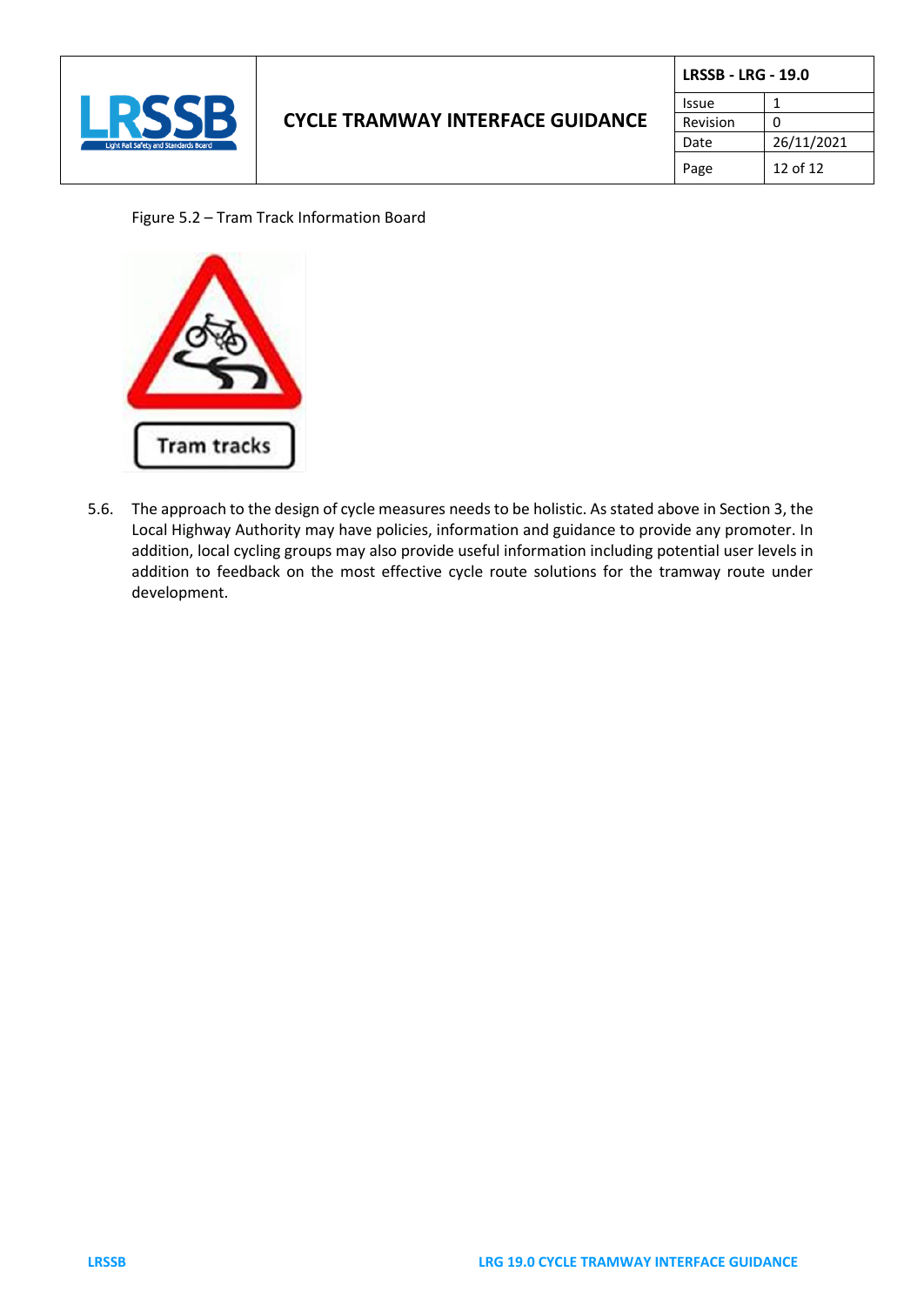Figure 5.2 – Tram Track Information Board

Tram tracks

5.6. The approach to the design of cycle measures needs to be holistic. As stated above in Section 3, the Local Highway Authority may have policies, information and guidance to provide any promoter. In addition, local cycling groups may also provide useful information including potential user levels in addition to feedback on the most effective cycle route solutions for the tramway route under development.